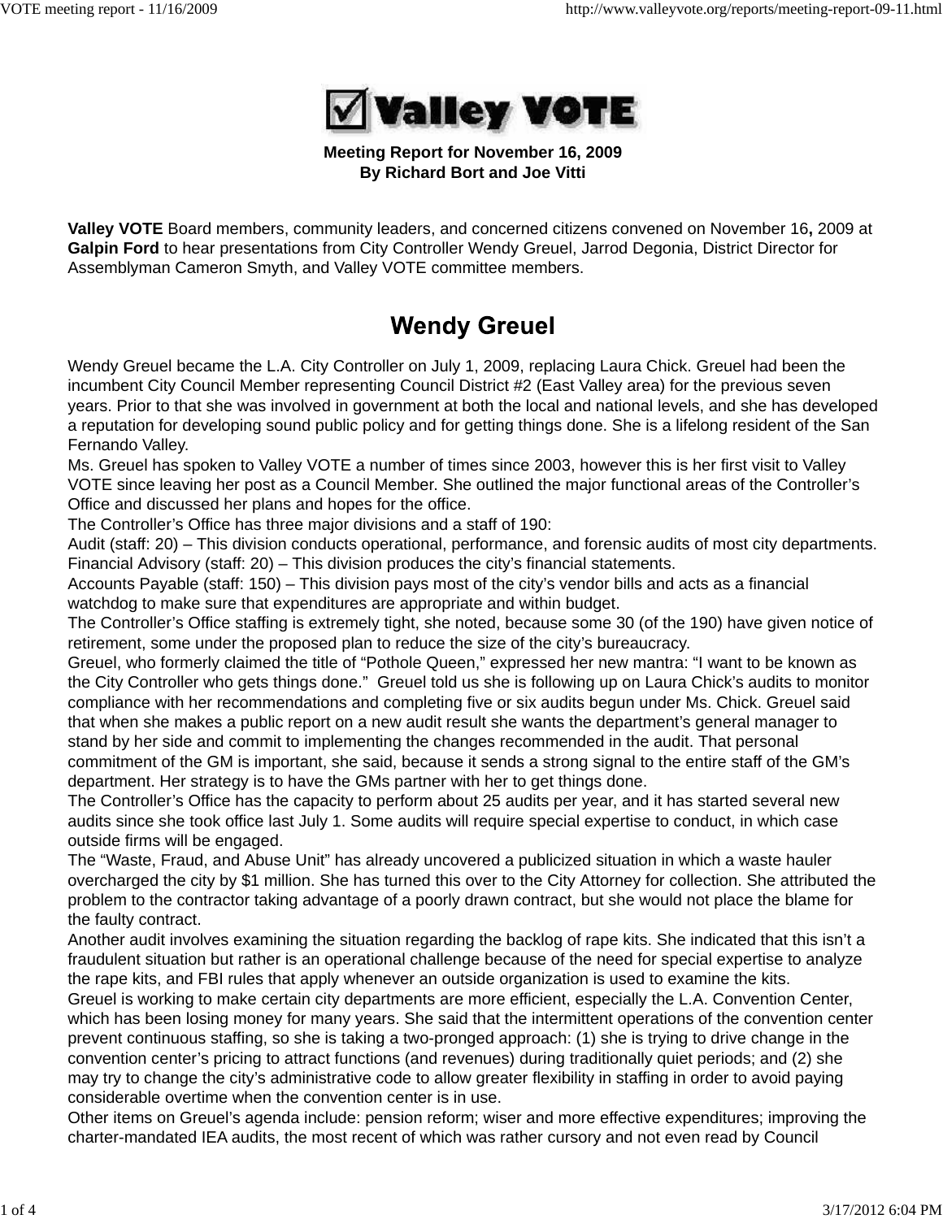# Valley VOTE

**Meeting Report for November 16, 2009**
**By Richard Bort and Joe Vitti**

**Valley VOTE** Board members, community leaders, and concerned citizens convened on November 16**,** 2009 at **Galpin Ford** to hear presentations from City Controller Wendy Greuel, Jarrod Degonia, District Director for Assemblyman Cameron Smyth, and Valley VOTE committee members.

## Wendy Greuel

Wendy Greuel became the L.A. City Controller on July 1, 2009, replacing Laura Chick. Greuel had been the incumbent City Council Member representing Council District #2 (East Valley area) for the previous seven years. Prior to that she was involved in government at both the local and national levels, and she has developed a reputation for developing sound public policy and for getting things done. She is a lifelong resident of the San Fernando Valley.

Ms. Greuel has spoken to Valley VOTE a number of times since 2003, however this is her first visit to Valley VOTE since leaving her post as a Council Member. She outlined the major functional areas of the Controller's Office and discussed her plans and hopes for the office.

The Controller's Office has three major divisions and a staff of 190:

Audit (staff: 20) – This division conducts operational, performance, and forensic audits of most city departments.

Financial Advisory (staff: 20) – This division produces the city's financial statements.

Accounts Payable (staff: 150) – This division pays most of the city's vendor bills and acts as a financial watchdog to make sure that expenditures are appropriate and within budget.

The Controller's Office staffing is extremely tight, she noted, because some 30 (of the 190) have given notice of retirement, some under the proposed plan to reduce the size of the city's bureaucracy.

Greuel, who formerly claimed the title of "Pothole Queen," expressed her new mantra: "I want to be known as the City Controller who gets things done." Greuel told us she is following up on Laura Chick's audits to monitor compliance with her recommendations and completing five or six audits begun under Ms. Chick. Greuel said that when she makes a public report on a new audit result she wants the department's general manager to stand by her side and commit to implementing the changes recommended in the audit. That personal commitment of the GM is important, she said, because it sends a strong signal to the entire staff of the GM's department. Her strategy is to have the GMs partner with her to get things done.

The Controller's Office has the capacity to perform about 25 audits per year, and it has started several new audits since she took office last July 1. Some audits will require special expertise to conduct, in which case outside firms will be engaged.

The "Waste, Fraud, and Abuse Unit" has already uncovered a publicized situation in which a waste hauler overcharged the city by $1 million. She has turned this over to the City Attorney for collection. She attributed the problem to the contractor taking advantage of a poorly drawn contract, but she would not place the blame for the faulty contract.

Another audit involves examining the situation regarding the backlog of rape kits. She indicated that this isn't a fraudulent situation but rather is an operational challenge because of the need for special expertise to analyze the rape kits, and FBI rules that apply whenever an outside organization is used to examine the kits.

Greuel is working to make certain city departments are more efficient, especially the L.A. Convention Center, which has been losing money for many years. She said that the intermittent operations of the convention center prevent continuous staffing, so she is taking a two-pronged approach: (1) she is trying to drive change in the convention center's pricing to attract functions (and revenues) during traditionally quiet periods; and (2) she may try to change the city's administrative code to allow greater flexibility in staffing in order to avoid paying considerable overtime when the convention center is in use.

Other items on Greuel's agenda include: pension reform; wiser and more effective expenditures; improving the charter-mandated IEA audits, the most recent of which was rather cursory and not even read by Council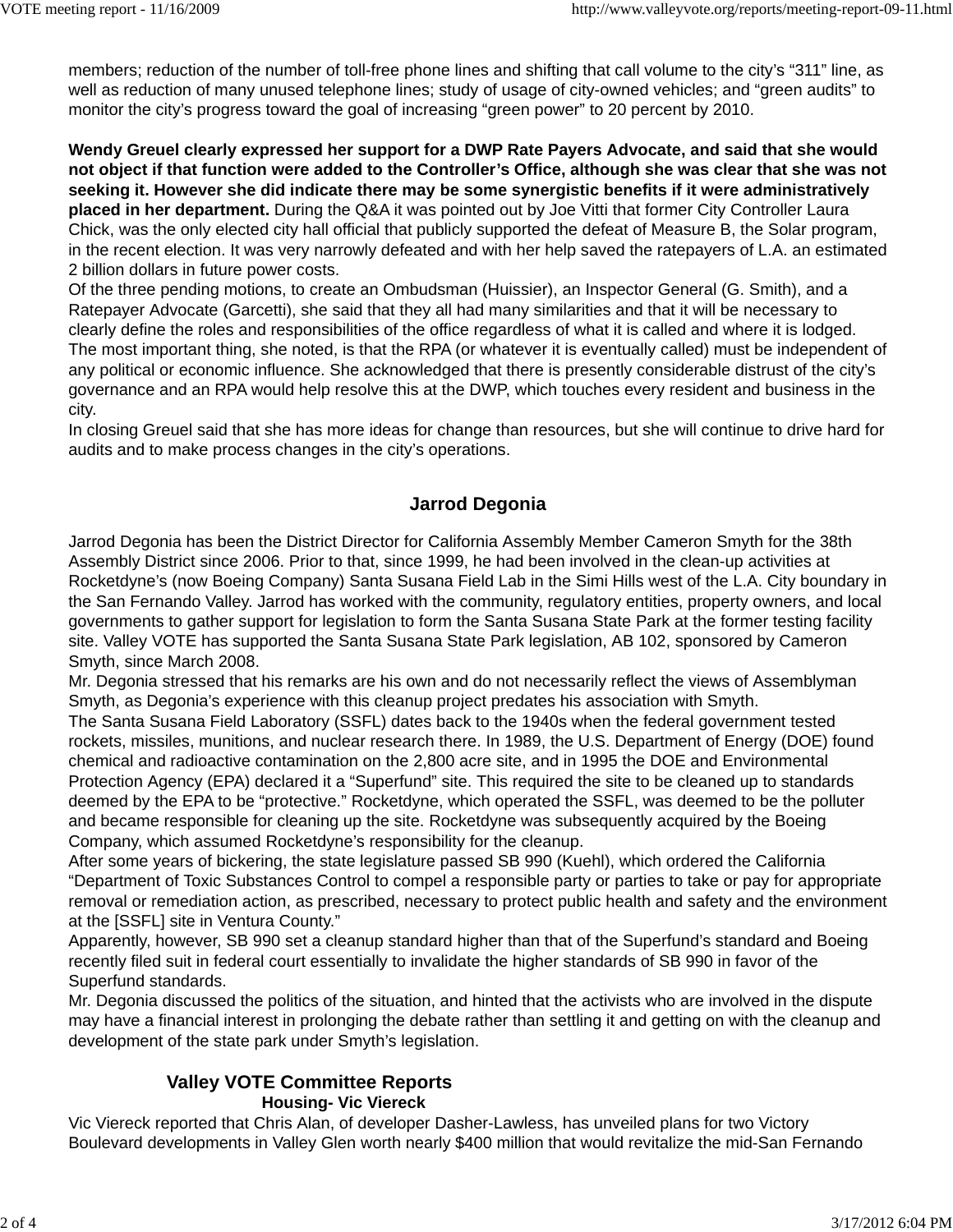members; reduction of the number of toll-free phone lines and shifting that call volume to the city's "311" line, as well as reduction of many unused telephone lines; study of usage of city-owned vehicles; and "green audits" to monitor the city's progress toward the goal of increasing "green power" to 20 percent by 2010.

**Wendy Greuel clearly expressed her support for a DWP Rate Payers Advocate, and said that she would not object if that function were added to the Controller's Office, although she was clear that she was not seeking it. However she did indicate there may be some synergistic benefits if it were administratively placed in her department.** During the Q&A it was pointed out by Joe Vitti that former City Controller Laura Chick, was the only elected city hall official that publicly supported the defeat of Measure B, the Solar program, in the recent election. It was very narrowly defeated and with her help saved the ratepayers of L.A. an estimated 2 billion dollars in future power costs.

Of the three pending motions, to create an Ombudsman (Huissier), an Inspector General (G. Smith), and a Ratepayer Advocate (Garcetti), she said that they all had many similarities and that it will be necessary to clearly define the roles and responsibilities of the office regardless of what it is called and where it is lodged. The most important thing, she noted, is that the RPA (or whatever it is eventually called) must be independent of any political or economic influence. She acknowledged that there is presently considerable distrust of the city's governance and an RPA would help resolve this at the DWP, which touches every resident and business in the city.

In closing Greuel said that she has more ideas for change than resources, but she will continue to drive hard for audits and to make process changes in the city's operations.

## Jarrod Degonia

Jarrod Degonia has been the District Director for California Assembly Member Cameron Smyth for the 38th Assembly District since 2006. Prior to that, since 1999, he had been involved in the clean-up activities at Rocketdyne's (now Boeing Company) Santa Susana Field Lab in the Simi Hills west of the L.A. City boundary in the San Fernando Valley. Jarrod has worked with the community, regulatory entities, property owners, and local governments to gather support for legislation to form the Santa Susana State Park at the former testing facility site. Valley VOTE has supported the Santa Susana State Park legislation, AB 102, sponsored by Cameron Smyth, since March 2008.

Mr. Degonia stressed that his remarks are his own and do not necessarily reflect the views of Assemblyman Smyth, as Degonia's experience with this cleanup project predates his association with Smyth.

The Santa Susana Field Laboratory (SSFL) dates back to the 1940s when the federal government tested rockets, missiles, munitions, and nuclear research there. In 1989, the U.S. Department of Energy (DOE) found chemical and radioactive contamination on the 2,800 acre site, and in 1995 the DOE and Environmental Protection Agency (EPA) declared it a "Superfund" site. This required the site to be cleaned up to standards deemed by the EPA to be "protective." Rocketdyne, which operated the SSFL, was deemed to be the polluter and became responsible for cleaning up the site. Rocketdyne was subsequently acquired by the Boeing Company, which assumed Rocketdyne's responsibility for the cleanup.

After some years of bickering, the state legislature passed SB 990 (Kuehl), which ordered the California "Department of Toxic Substances Control to compel a responsible party or parties to take or pay for appropriate removal or remediation action, as prescribed, necessary to protect public health and safety and the environment at the [SSFL] site in Ventura County."

Apparently, however, SB 990 set a cleanup standard higher than that of the Superfund's standard and Boeing recently filed suit in federal court essentially to invalidate the higher standards of SB 990 in favor of the Superfund standards.

Mr. Degonia discussed the politics of the situation, and hinted that the activists who are involved in the dispute may have a financial interest in prolonging the debate rather than settling it and getting on with the cleanup and development of the state park under Smyth's legislation.

## Valley VOTE Committee Reports

### Housing- Vic Viereck

Vic Viereck reported that Chris Alan, of developer Dasher-Lawless, has unveiled plans for two Victory Boulevard developments in Valley Glen worth nearly $400 million that would revitalize the mid-San Fernando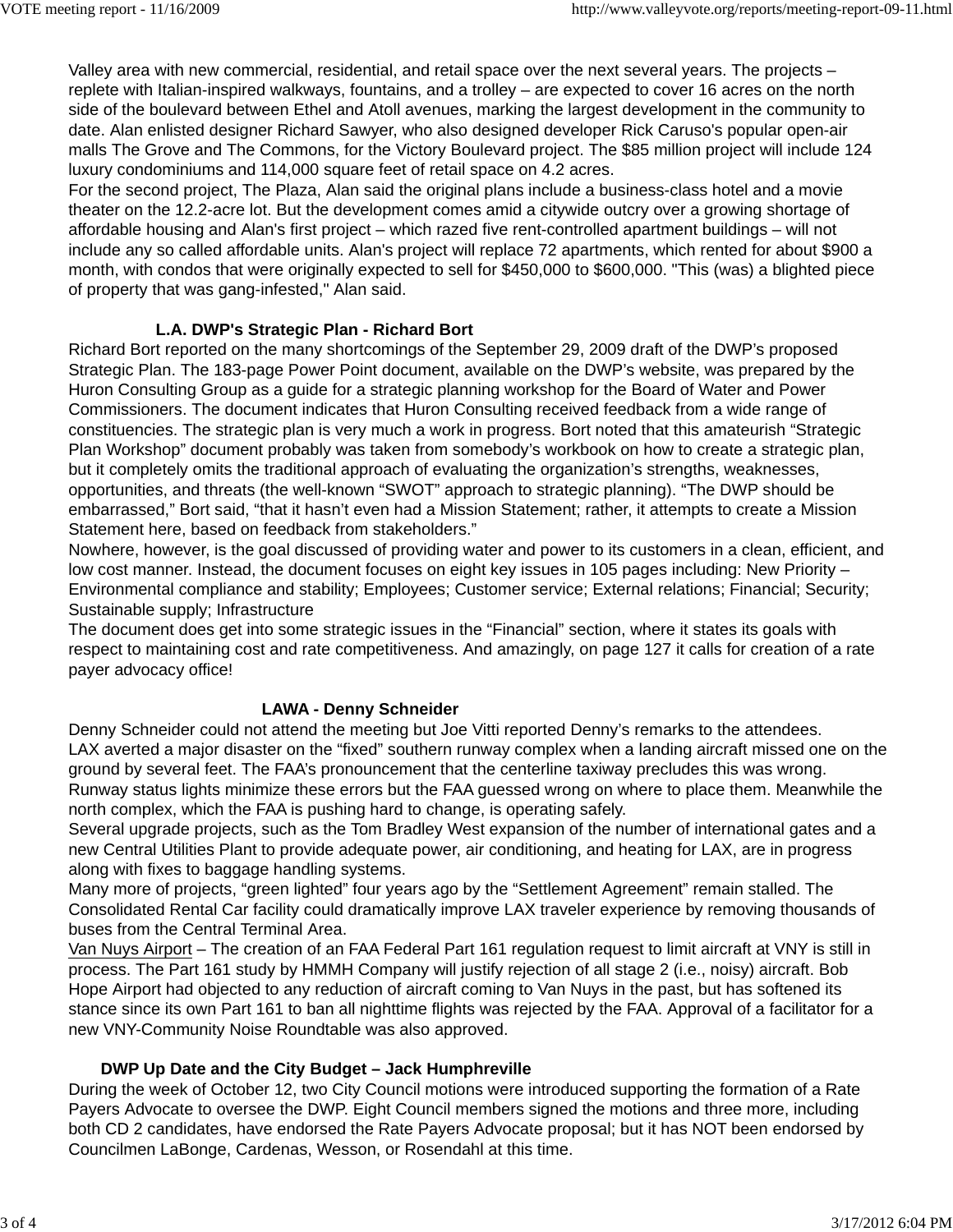Valley area with new commercial, residential, and retail space over the next several years. The projects – replete with Italian-inspired walkways, fountains, and a trolley – are expected to cover 16 acres on the north side of the boulevard between Ethel and Atoll avenues, marking the largest development in the community to date. Alan enlisted designer Richard Sawyer, who also designed developer Rick Caruso's popular open-air malls The Grove and The Commons, for the Victory Boulevard project. The $85 million project will include 124 luxury condominiums and 114,000 square feet of retail space on 4.2 acres.
For the second project, The Plaza, Alan said the original plans include a business-class hotel and a movie theater on the 12.2-acre lot. But the development comes amid a citywide outcry over a growing shortage of affordable housing and Alan's first project – which razed five rent-controlled apartment buildings – will not include any so called affordable units. Alan's project will replace 72 apartments, which rented for about $900 a month, with condos that were originally expected to sell for $450,000 to $600,000. "This (was) a blighted piece of property that was gang-infested," Alan said.

### L.A. DWP's Strategic Plan - Richard Bort

Richard Bort reported on the many shortcomings of the September 29, 2009 draft of the DWP's proposed Strategic Plan. The 183-page Power Point document, available on the DWP's website, was prepared by the Huron Consulting Group as a guide for a strategic planning workshop for the Board of Water and Power Commissioners. The document indicates that Huron Consulting received feedback from a wide range of constituencies. The strategic plan is very much a work in progress. Bort noted that this amateurish "Strategic Plan Workshop" document probably was taken from somebody's workbook on how to create a strategic plan, but it completely omits the traditional approach of evaluating the organization's strengths, weaknesses, opportunities, and threats (the well-known "SWOT" approach to strategic planning). "The DWP should be embarrassed," Bort said, "that it hasn't even had a Mission Statement; rather, it attempts to create a Mission Statement here, based on feedback from stakeholders."
Nowhere, however, is the goal discussed of providing water and power to its customers in a clean, efficient, and low cost manner. Instead, the document focuses on eight key issues in 105 pages including: New Priority – Environmental compliance and stability; Employees; Customer service; External relations; Financial; Security; Sustainable supply; Infrastructure
The document does get into some strategic issues in the "Financial" section, where it states its goals with respect to maintaining cost and rate competitiveness. And amazingly, on page 127 it calls for creation of a rate payer advocacy office!

### LAWA - Denny Schneider

Denny Schneider could not attend the meeting but Joe Vitti reported Denny's remarks to the attendees.
LAX averted a major disaster on the "fixed" southern runway complex when a landing aircraft missed one on the ground by several feet. The FAA's pronouncement that the centerline taxiway precludes this was wrong. Runway status lights minimize these errors but the FAA guessed wrong on where to place them. Meanwhile the north complex, which the FAA is pushing hard to change, is operating safely.
Several upgrade projects, such as the Tom Bradley West expansion of the number of international gates and a new Central Utilities Plant to provide adequate power, air conditioning, and heating for LAX, are in progress along with fixes to baggage handling systems.
Many more of projects, "green lighted" four years ago by the "Settlement Agreement" remain stalled. The Consolidated Rental Car facility could dramatically improve LAX traveler experience by removing thousands of buses from the Central Terminal Area.
Van Nuys Airport – The creation of an FAA Federal Part 161 regulation request to limit aircraft at VNY is still in process. The Part 161 study by HMMH Company will justify rejection of all stage 2 (i.e., noisy) aircraft. Bob Hope Airport had objected to any reduction of aircraft coming to Van Nuys in the past, but has softened its stance since its own Part 161 to ban all nighttime flights was rejected by the FAA. Approval of a facilitator for a new VNY-Community Noise Roundtable was also approved.

### DWP Up Date and the City Budget – Jack Humphreville

During the week of October 12, two City Council motions were introduced supporting the formation of a Rate Payers Advocate to oversee the DWP. Eight Council members signed the motions and three more, including both CD 2 candidates, have endorsed the Rate Payers Advocate proposal; but it has NOT been endorsed by Councilmen LaBonge, Cardenas, Wesson, or Rosendahl at this time.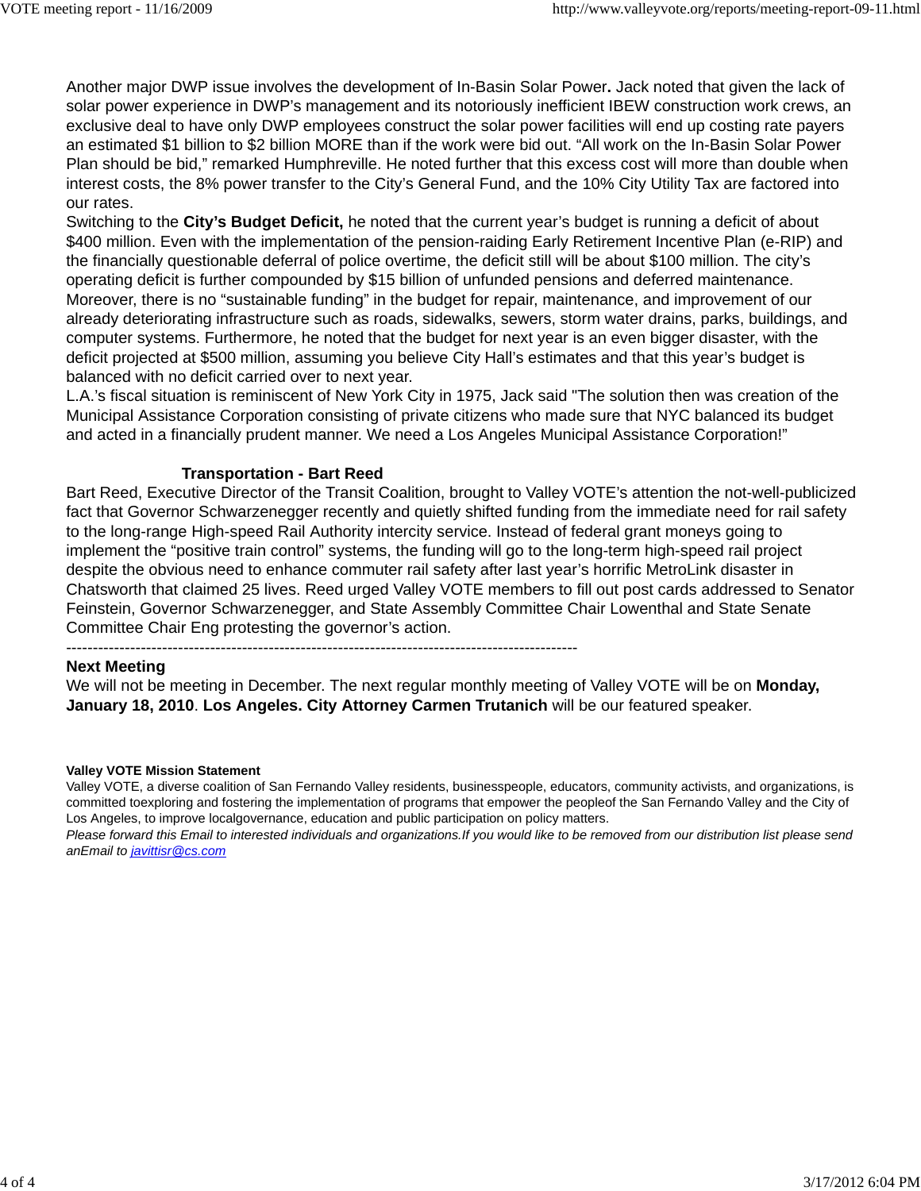Another major DWP issue involves the development of In-Basin Solar Power**.** Jack noted that given the lack of solar power experience in DWP's management and its notoriously inefficient IBEW construction work crews, an exclusive deal to have only DWP employees construct the solar power facilities will end up costing rate payers an estimated $1 billion to $2 billion MORE than if the work were bid out. "All work on the In-Basin Solar Power Plan should be bid," remarked Humphreville. He noted further that this excess cost will more than double when interest costs, the 8% power transfer to the City's General Fund, and the 10% City Utility Tax are factored into our rates.

Switching to the **City's Budget Deficit,** he noted that the current year's budget is running a deficit of about $400 million. Even with the implementation of the pension-raiding Early Retirement Incentive Plan (e-RIP) and the financially questionable deferral of police overtime, the deficit still will be about $100 million. The city's operating deficit is further compounded by $15 billion of unfunded pensions and deferred maintenance. Moreover, there is no "sustainable funding" in the budget for repair, maintenance, and improvement of our already deteriorating infrastructure such as roads, sidewalks, sewers, storm water drains, parks, buildings, and computer systems. Furthermore, he noted that the budget for next year is an even bigger disaster, with the deficit projected at $500 million, assuming you believe City Hall's estimates and that this year's budget is balanced with no deficit carried over to next year.

L.A.'s fiscal situation is reminiscent of New York City in 1975, Jack said "The solution then was creation of the Municipal Assistance Corporation consisting of private citizens who made sure that NYC balanced its budget and acted in a financially prudent manner. We need a Los Angeles Municipal Assistance Corporation!"

### Transportation - Bart Reed

Bart Reed, Executive Director of the Transit Coalition, brought to Valley VOTE's attention the not-well-publicized fact that Governor Schwarzenegger recently and quietly shifted funding from the immediate need for rail safety to the long-range High-speed Rail Authority intercity service. Instead of federal grant moneys going to implement the "positive train control" systems, the funding will go to the long-term high-speed rail project despite the obvious need to enhance commuter rail safety after last year's horrific MetroLink disaster in Chatsworth that claimed 25 lives. Reed urged Valley VOTE members to fill out post cards addressed to Senator Feinstein, Governor Schwarzenegger, and State Assembly Committee Chair Lowenthal and State Senate Committee Chair Eng protesting the governor's action.

---

**Next Meeting**

We will not be meeting in December. The next regular monthly meeting of Valley VOTE will be on **Monday, January 18, 2010**. **Los Angeles. City Attorney Carmen Trutanich** will be our featured speaker.

**Valley VOTE Mission Statement**

Valley VOTE, a diverse coalition of San Fernando Valley residents, businesspeople, educators, community activists, and organizations, is committed toexploring and fostering the implementation of programs that empower the peopleof the San Fernando Valley and the City of Los Angeles, to improve localgovernance, education and public participation on policy matters.

*Please forward this Email to interested individuals and organizations.If you would like to be removed from our distribution list please send anEmail to javittisr@cs.com*